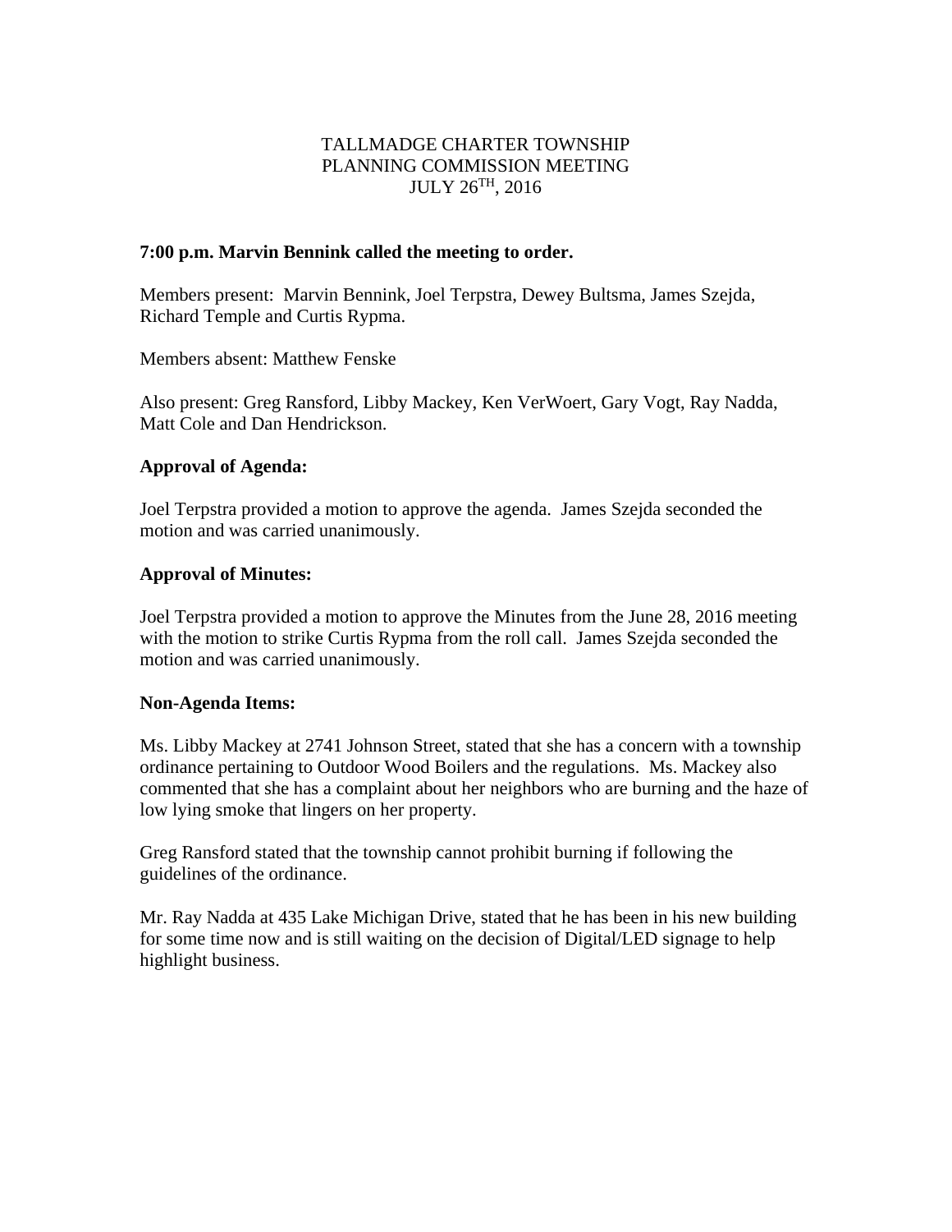# TALLMADGE CHARTER TOWNSHIP
## PLANNING COMMISSION MEETING
## JULY 26TH, 2016

**7:00 p.m. Marvin Bennink called the meeting to order.**

Members present: Marvin Bennink, Joel Terpstra, Dewey Bultsma, James Szejda, Richard Temple and Curtis Rypma.

Members absent: Matthew Fenske

Also present: Greg Ransford, Libby Mackey, Ken VerWoert, Gary Vogt, Ray Nadda, Matt Cole and Dan Hendrickson.

**Approval of Agenda:**

Joel Terpstra provided a motion to approve the agenda. James Szejda seconded the motion and was carried unanimously.

**Approval of Minutes:**

Joel Terpstra provided a motion to approve the Minutes from the June 28, 2016 meeting with the motion to strike Curtis Rypma from the roll call. James Szejda seconded the motion and was carried unanimously.

**Non-Agenda Items:**

Ms. Libby Mackey at 2741 Johnson Street, stated that she has a concern with a township ordinance pertaining to Outdoor Wood Boilers and the regulations. Ms. Mackey also commented that she has a complaint about her neighbors who are burning and the haze of low lying smoke that lingers on her property.

Greg Ransford stated that the township cannot prohibit burning if following the guidelines of the ordinance.

Mr. Ray Nadda at 435 Lake Michigan Drive, stated that he has been in his new building for some time now and is still waiting on the decision of Digital/LED signage to help highlight business.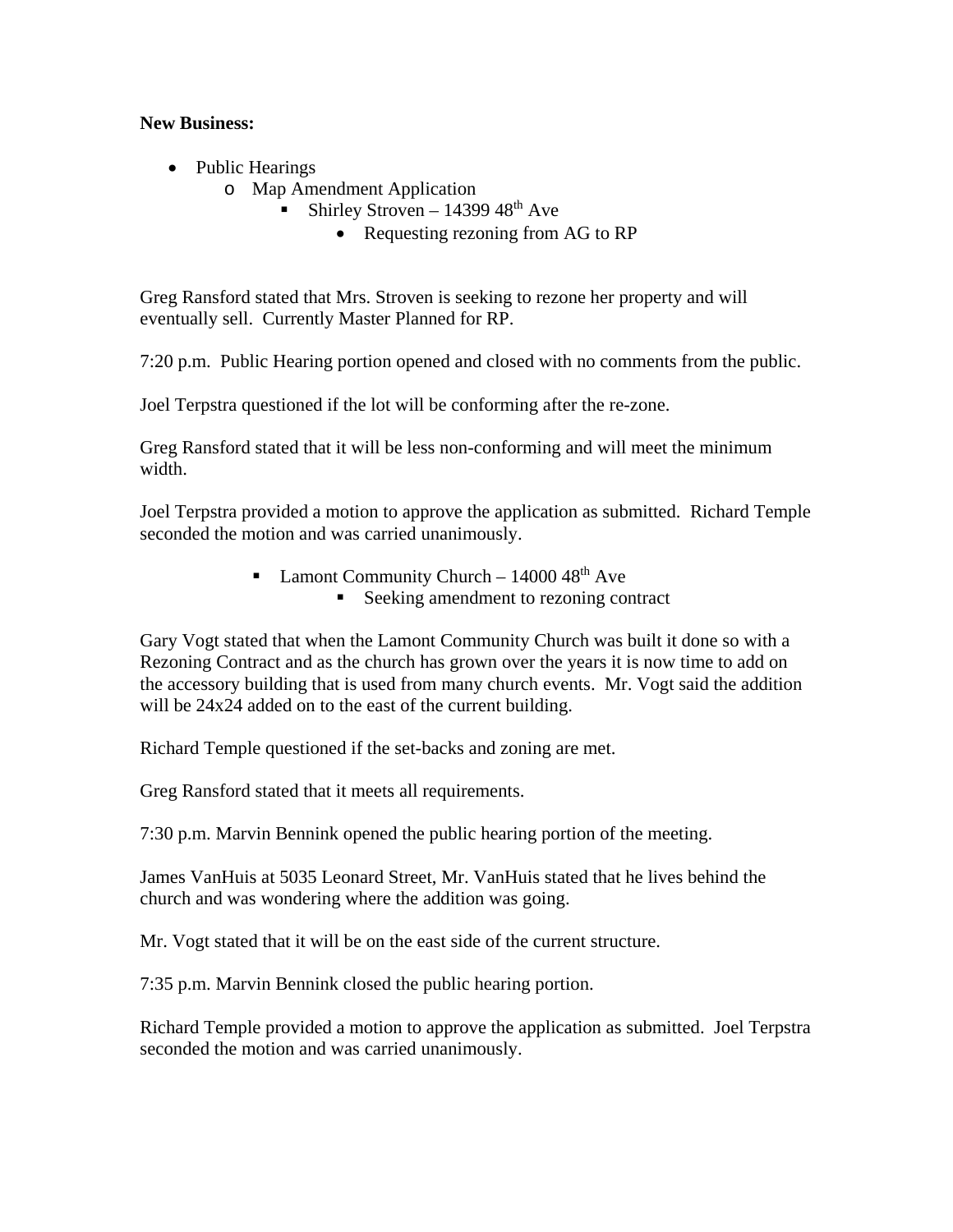**New Business:**

- Public Hearings
  - Map Amendment Application
    - Shirley Stroven – 14399 48th Ave
      - Requesting rezoning from AG to RP

Greg Ransford stated that Mrs. Stroven is seeking to rezone her property and will eventually sell. Currently Master Planned for RP.

7:20 p.m. Public Hearing portion opened and closed with no comments from the public.

Joel Terpstra questioned if the lot will be conforming after the re-zone.

Greg Ransford stated that it will be less non-conforming and will meet the minimum width.

Joel Terpstra provided a motion to approve the application as submitted. Richard Temple seconded the motion and was carried unanimously.

- Lamont Community Church – 14000 48th Ave
  - Seeking amendment to rezoning contract

Gary Vogt stated that when the Lamont Community Church was built it done so with a Rezoning Contract and as the church has grown over the years it is now time to add on the accessory building that is used from many church events. Mr. Vogt said the addition will be 24x24 added on to the east of the current building.

Richard Temple questioned if the set-backs and zoning are met.

Greg Ransford stated that it meets all requirements.

7:30 p.m. Marvin Bennink opened the public hearing portion of the meeting.

James VanHuis at 5035 Leonard Street, Mr. VanHuis stated that he lives behind the church and was wondering where the addition was going.

Mr. Vogt stated that it will be on the east side of the current structure.

7:35 p.m. Marvin Bennink closed the public hearing portion.

Richard Temple provided a motion to approve the application as submitted. Joel Terpstra seconded the motion and was carried unanimously.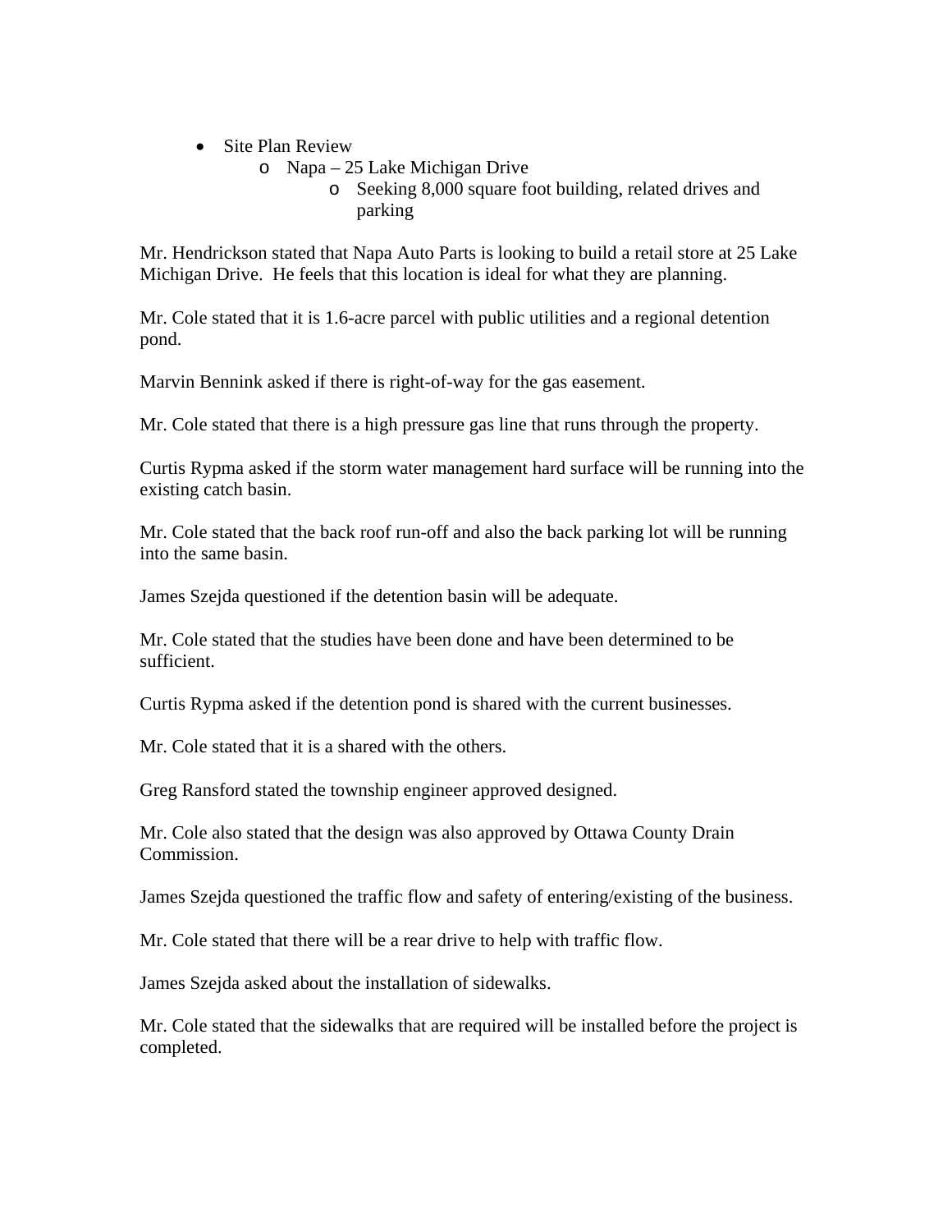- Site Plan Review
  - Napa – 25 Lake Michigan Drive
    - Seeking 8,000 square foot building, related drives and parking

Mr. Hendrickson stated that Napa Auto Parts is looking to build a retail store at 25 Lake Michigan Drive. He feels that this location is ideal for what they are planning.

Mr. Cole stated that it is 1.6-acre parcel with public utilities and a regional detention pond.

Marvin Bennink asked if there is right-of-way for the gas easement.

Mr. Cole stated that there is a high pressure gas line that runs through the property.

Curtis Rypma asked if the storm water management hard surface will be running into the existing catch basin.

Mr. Cole stated that the back roof run-off and also the back parking lot will be running into the same basin.

James Szejda questioned if the detention basin will be adequate.

Mr. Cole stated that the studies have been done and have been determined to be sufficient.

Curtis Rypma asked if the detention pond is shared with the current businesses.

Mr. Cole stated that it is a shared with the others.

Greg Ransford stated the township engineer approved designed.

Mr. Cole also stated that the design was also approved by Ottawa County Drain Commission.

James Szejda questioned the traffic flow and safety of entering/existing of the business.

Mr. Cole stated that there will be a rear drive to help with traffic flow.

James Szejda asked about the installation of sidewalks.

Mr. Cole stated that the sidewalks that are required will be installed before the project is completed.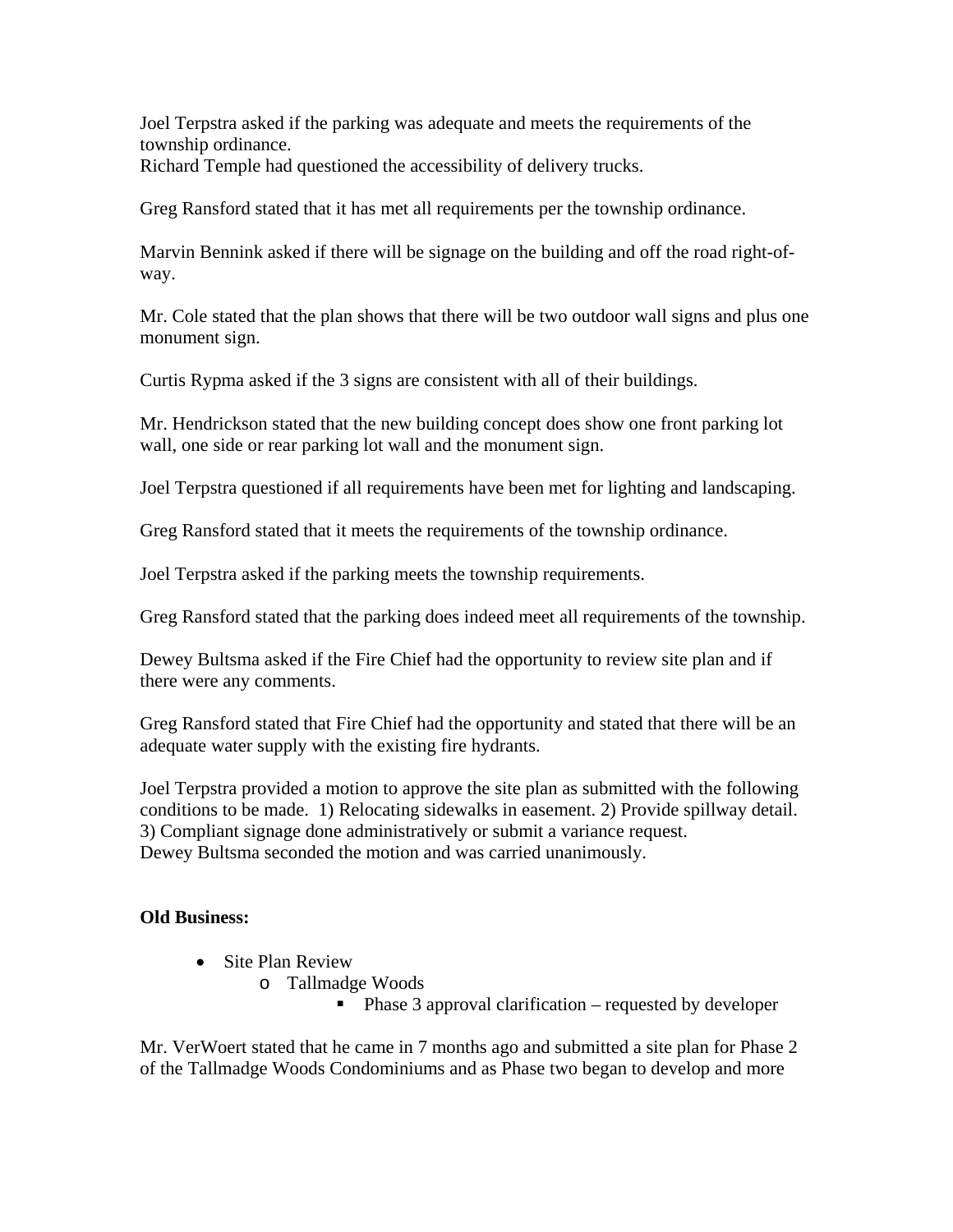Joel Terpstra asked if the parking was adequate and meets the requirements of the township ordinance.
Richard Temple had questioned the accessibility of delivery trucks.

Greg Ransford stated that it has met all requirements per the township ordinance.

Marvin Bennink asked if there will be signage on the building and off the road right-of-way.

Mr. Cole stated that the plan shows that there will be two outdoor wall signs and plus one monument sign.

Curtis Rypma asked if the 3 signs are consistent with all of their buildings.

Mr. Hendrickson stated that the new building concept does show one front parking lot wall, one side or rear parking lot wall and the monument sign.

Joel Terpstra questioned if all requirements have been met for lighting and landscaping.

Greg Ransford stated that it meets the requirements of the township ordinance.

Joel Terpstra asked if the parking meets the township requirements.

Greg Ransford stated that the parking does indeed meet all requirements of the township.

Dewey Bultsma asked if the Fire Chief had the opportunity to review site plan and if there were any comments.

Greg Ransford stated that Fire Chief had the opportunity and stated that there will be an adequate water supply with the existing fire hydrants.

Joel Terpstra provided a motion to approve the site plan as submitted with the following conditions to be made. 1) Relocating sidewalks in easement. 2) Provide spillway detail. 3) Compliant signage done administratively or submit a variance request.
Dewey Bultsma seconded the motion and was carried unanimously.

**Old Business:**

- Site Plan Review
  - Tallmadge Woods
    - Phase 3 approval clarification – requested by developer

Mr. VerWoert stated that he came in 7 months ago and submitted a site plan for Phase 2 of the Tallmadge Woods Condominiums and as Phase two began to develop and more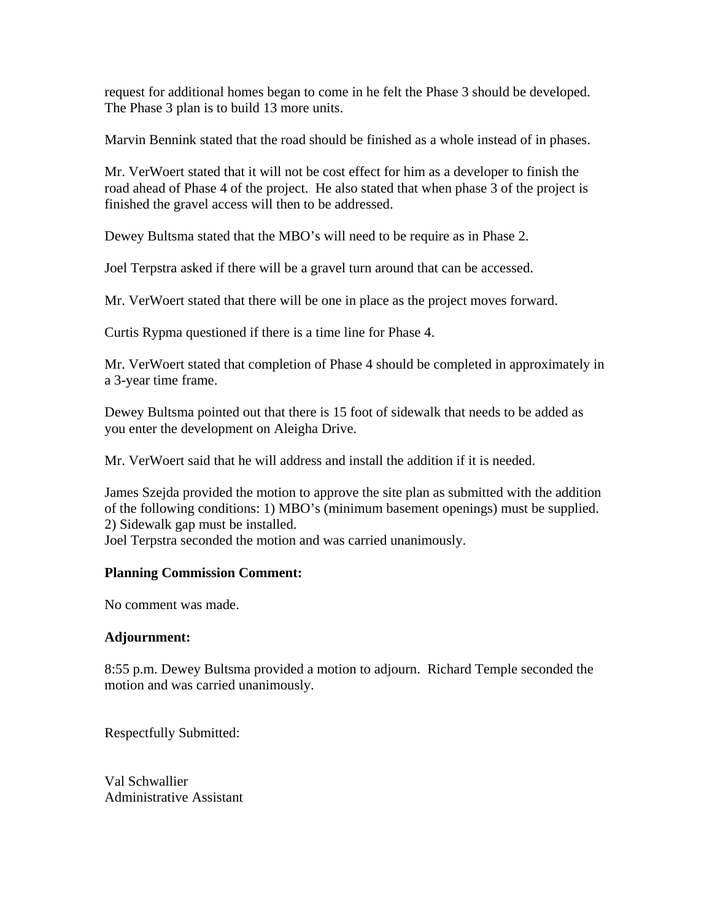request for additional homes began to come in he felt the Phase 3 should be developed. The Phase 3 plan is to build 13 more units.

Marvin Bennink stated that the road should be finished as a whole instead of in phases.

Mr. VerWoert stated that it will not be cost effect for him as a developer to finish the road ahead of Phase 4 of the project. He also stated that when phase 3 of the project is finished the gravel access will then to be addressed.

Dewey Bultsma stated that the MBO's will need to be require as in Phase 2.

Joel Terpstra asked if there will be a gravel turn around that can be accessed.

Mr. VerWoert stated that there will be one in place as the project moves forward.

Curtis Rypma questioned if there is a time line for Phase 4.

Mr. VerWoert stated that completion of Phase 4 should be completed in approximately in a 3-year time frame.

Dewey Bultsma pointed out that there is 15 foot of sidewalk that needs to be added as you enter the development on Aleigha Drive.

Mr. VerWoert said that he will address and install the addition if it is needed.

James Szejda provided the motion to approve the site plan as submitted with the addition of the following conditions: 1) MBO's (minimum basement openings) must be supplied. 2) Sidewalk gap must be installed.
Joel Terpstra seconded the motion and was carried unanimously.

**Planning Commission Comment:**

No comment was made.

**Adjournment:**

8:55 p.m. Dewey Bultsma provided a motion to adjourn. Richard Temple seconded the motion and was carried unanimously.

Respectfully Submitted:

Val Schwallier
Administrative Assistant